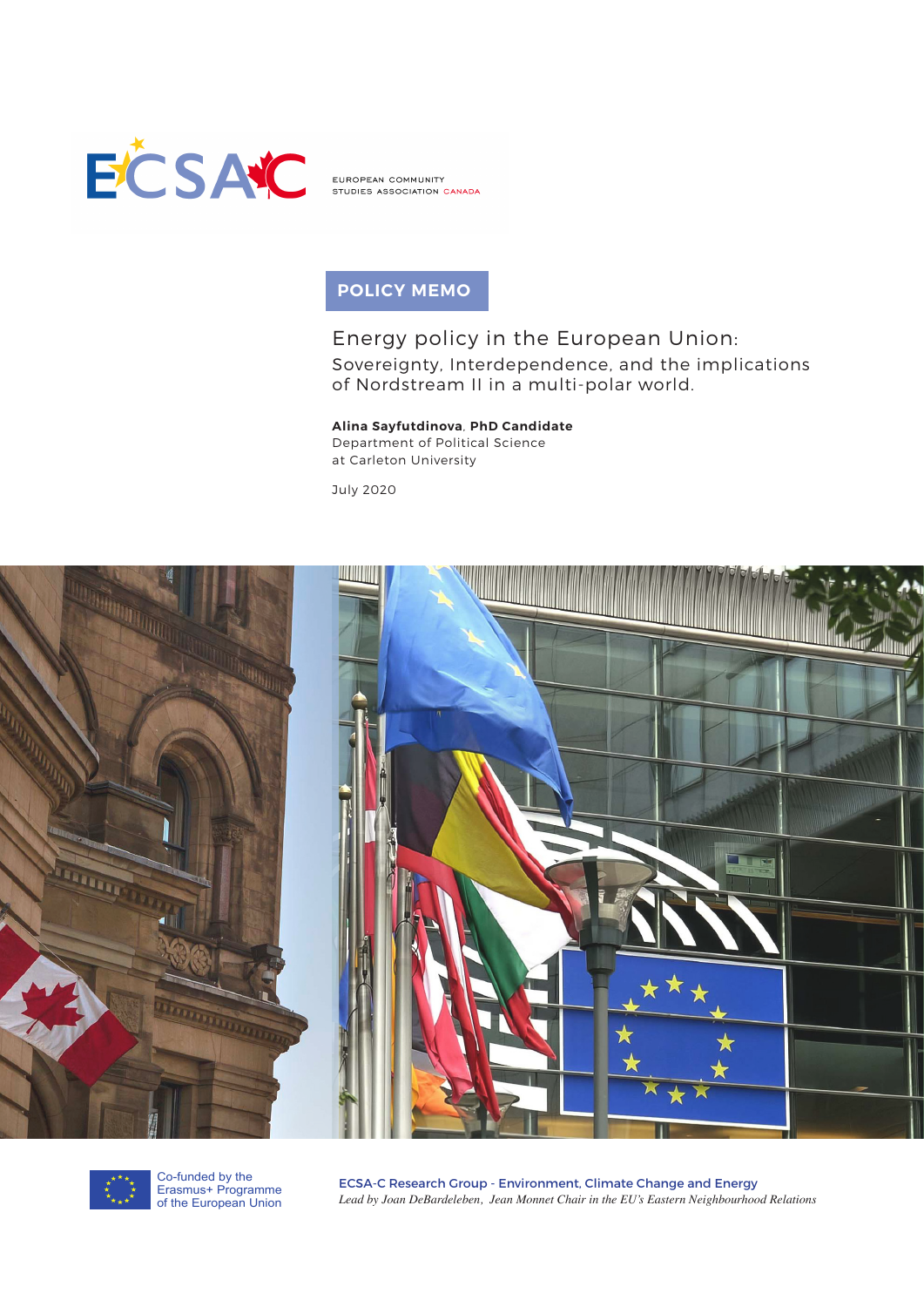ECSA C

EUROPEAN COMMUNITY STUDIES ASSOCIATION CANADA

**POLICY MEMO**

# Energy policy in the European Union:

## Sovereignty, Interdependence, and the implications of Nordstream II in a multi-polar world.

**Alina Sayfutdinova**, **PhD Candidate**
Department of Political Science
at Carleton University

July 2020

Co-funded by the Erasmus+ Programme of the European Union

ECSA-C Research Group - Environment, Climate Change and Energy
*Lead by Joan DeBardeleben, Jean Monnet Chair in the EU's Eastern Neighbourhood Relations*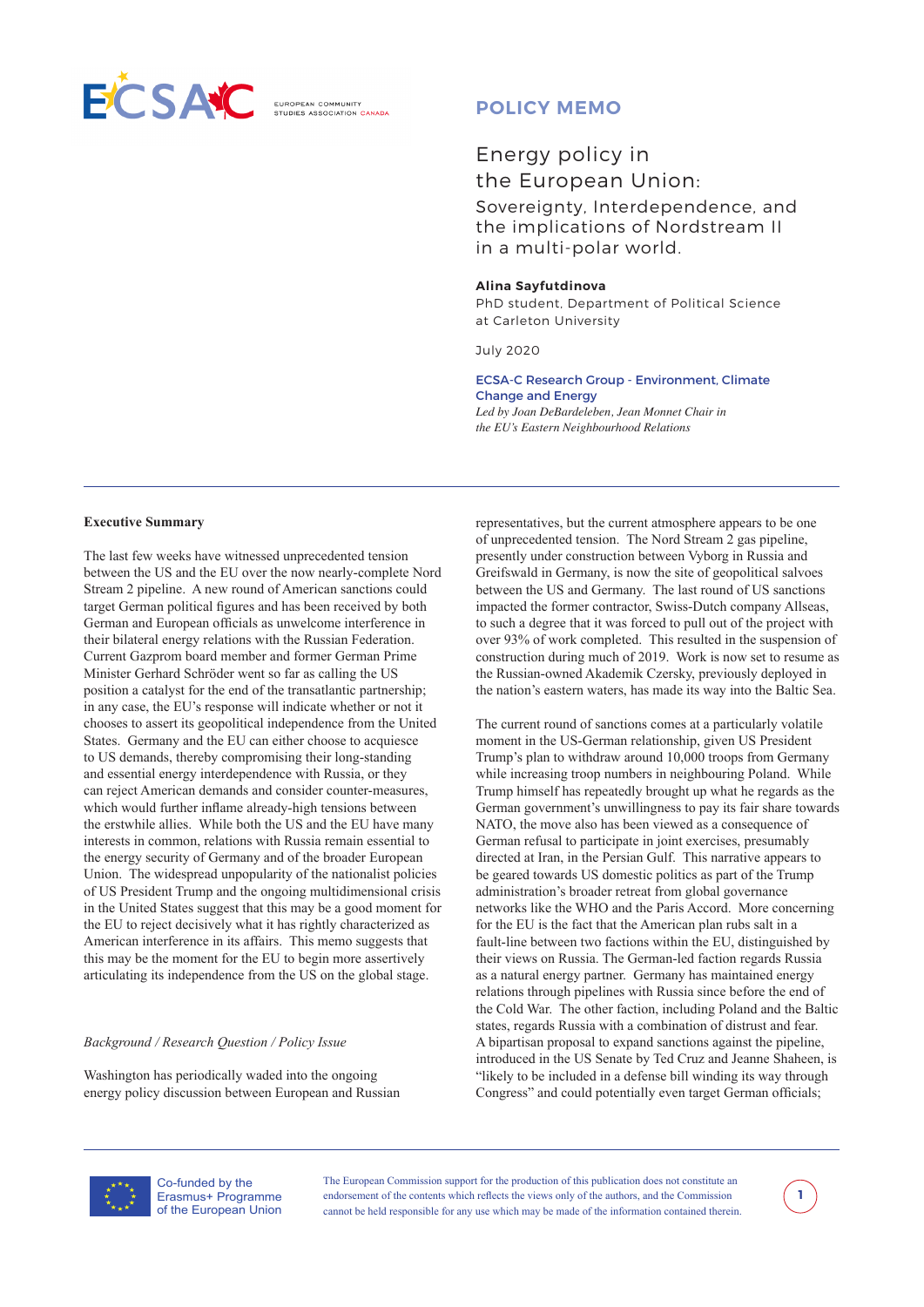POLICY MEMO

# Energy policy in the European Union:

## Sovereignty, Interdependence, and the implications of Nordstream II in a multi-polar world.

**Alina Sayfutdinova**
PhD student, Department of Political Science at Carleton University

July 2020

ECSA-C Research Group - Environment, Climate Change and Energy
*Led by Joan DeBardeleben, Jean Monnet Chair in the EU's Eastern Neighbourhood Relations*

---

**Executive Summary**

The last few weeks have witnessed unprecedented tension between the US and the EU over the now nearly-complete Nord Stream 2 pipeline. A new round of American sanctions could target German political figures and has been received by both German and European officials as unwelcome interference in their bilateral energy relations with the Russian Federation. Current Gazprom board member and former German Prime Minister Gerhard Schröder went so far as calling the US position a catalyst for the end of the transatlantic partnership; in any case, the EU's response will indicate whether or not it chooses to assert its geopolitical independence from the United States. Germany and the EU can either choose to acquiesce to US demands, thereby compromising their long-standing and essential energy interdependence with Russia, or they can reject American demands and consider counter-measures, which would further inflame already-high tensions between the erstwhile allies. While both the US and the EU have many interests in common, relations with Russia remain essential to the energy security of Germany and of the broader European Union. The widespread unpopularity of the nationalist policies of US President Trump and the ongoing multidimensional crisis in the United States suggest that this may be a good moment for the EU to reject decisively what it has rightly characterized as American interference in its affairs. This memo suggests that this may be the moment for the EU to begin more assertively articulating its independence from the US on the global stage.

*Background / Research Question / Policy Issue*

Washington has periodically waded into the ongoing energy policy discussion between European and Russian representatives, but the current atmosphere appears to be one of unprecedented tension. The Nord Stream 2 gas pipeline, presently under construction between Vyborg in Russia and Greifswald in Germany, is now the site of geopolitical salvoes between the US and Germany. The last round of US sanctions impacted the former contractor, Swiss-Dutch company Allseas, to such a degree that it was forced to pull out of the project with over 93% of work completed. This resulted in the suspension of construction during much of 2019. Work is now set to resume as the Russian-owned Akademik Czersky, previously deployed in the nation's eastern waters, has made its way into the Baltic Sea.

The current round of sanctions comes at a particularly volatile moment in the US-German relationship, given US President Trump's plan to withdraw around 10,000 troops from Germany while increasing troop numbers in neighbouring Poland. While Trump himself has repeatedly brought up what he regards as the German government's unwillingness to pay its fair share towards NATO, the move also has been viewed as a consequence of German refusal to participate in joint exercises, presumably directed at Iran, in the Persian Gulf. This narrative appears to be geared towards US domestic politics as part of the Trump administration's broader retreat from global governance networks like the WHO and the Paris Accord. More concerning for the EU is the fact that the American plan rubs salt in a fault-line between two factions within the EU, distinguished by their views on Russia. The German-led faction regards Russia as a natural energy partner. Germany has maintained energy relations through pipelines with Russia since before the end of the Cold War. The other faction, including Poland and the Baltic states, regards Russia with a combination of distrust and fear. A bipartisan proposal to expand sanctions against the pipeline, introduced in the US Senate by Ted Cruz and Jeanne Shaheen, is "likely to be included in a defense bill winding its way through Congress" and could potentially even target German officials;

Co-funded by the Erasmus+ Programme of the European Union

The European Commission support for the production of this publication does not constitute an endorsement of the contents which reflects the views only of the authors, and the Commission cannot be held responsible for any use which may be made of the information contained therein.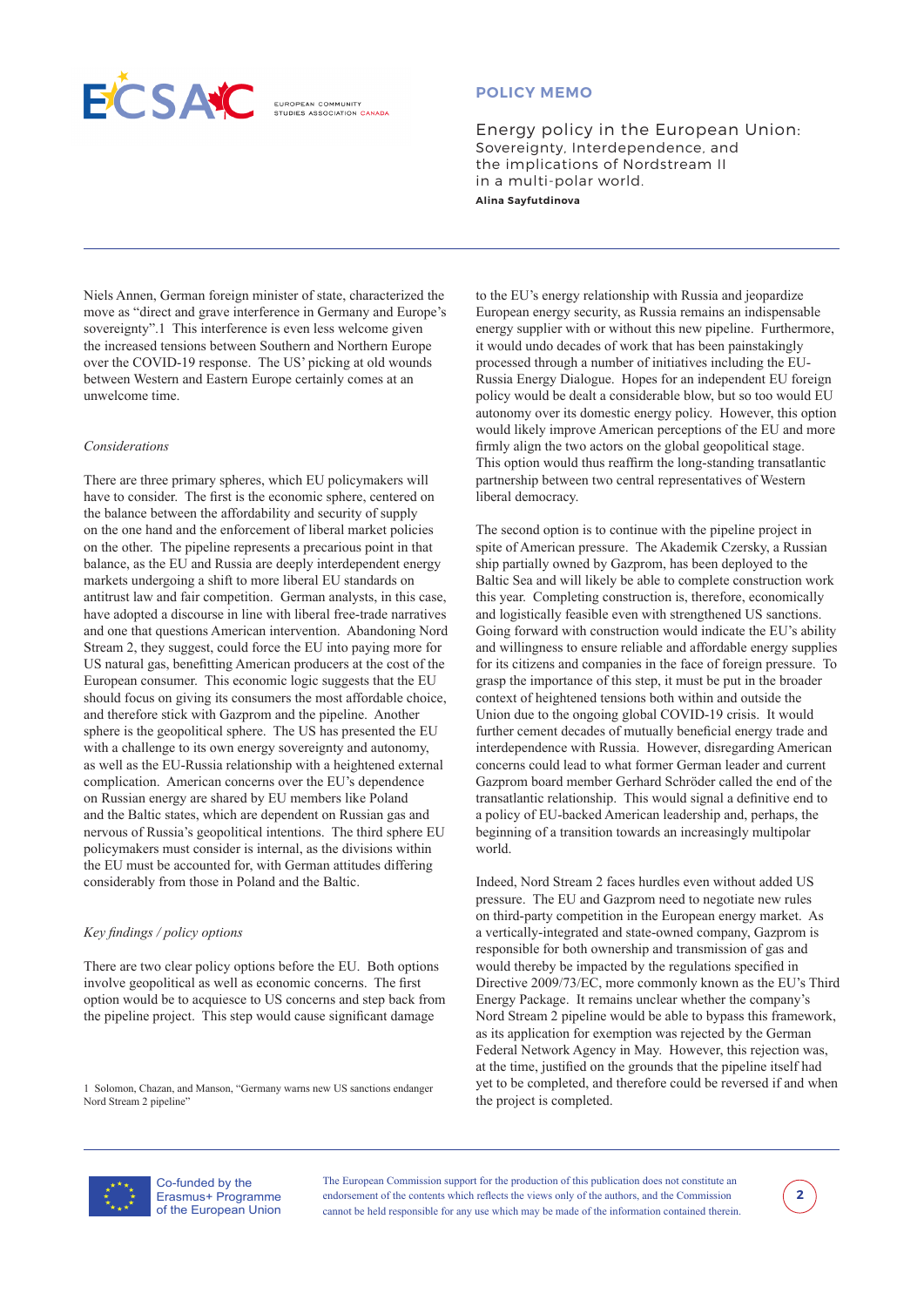Niels Annen, German foreign minister of state, characterized the move as "direct and grave interference in Germany and Europe's sovereignty".[1] This interference is even less welcome given the increased tensions between Southern and Northern Europe over the COVID-19 response. The US' picking at old wounds between Western and Eastern Europe certainly comes at an unwelcome time.

*Considerations*

There are three primary spheres, which EU policymakers will have to consider. The first is the economic sphere, centered on the balance between the affordability and security of supply on the one hand and the enforcement of liberal market policies on the other. The pipeline represents a precarious point in that balance, as the EU and Russia are deeply interdependent energy markets undergoing a shift to more liberal EU standards on antitrust law and fair competition. German analysts, in this case, have adopted a discourse in line with liberal free-trade narratives and one that questions American intervention. Abandoning Nord Stream 2, they suggest, could force the EU into paying more for US natural gas, benefitting American producers at the cost of the European consumer. This economic logic suggests that the EU should focus on giving its consumers the most affordable choice, and therefore stick with Gazprom and the pipeline. Another sphere is the geopolitical sphere. The US has presented the EU with a challenge to its own energy sovereignty and autonomy, as well as the EU-Russia relationship with a heightened external complication. American concerns over the EU's dependence on Russian energy are shared by EU members like Poland and the Baltic states, which are dependent on Russian gas and nervous of Russia's geopolitical intentions. The third sphere EU policymakers must consider is internal, as the divisions within the EU must be accounted for, with German attitudes differing considerably from those in Poland and the Baltic.

*Key findings / policy options*

There are two clear policy options before the EU. Both options involve geopolitical as well as economic concerns. The first option would be to acquiesce to US concerns and step back from the pipeline project. This step would cause significant damage to the EU's energy relationship with Russia and jeopardize European energy security, as Russia remains an indispensable energy supplier with or without this new pipeline. Furthermore, it would undo decades of work that has been painstakingly processed through a number of initiatives including the EU-Russia Energy Dialogue. Hopes for an independent EU foreign policy would be dealt a considerable blow, but so too would EU autonomy over its domestic energy policy. However, this option would likely improve American perceptions of the EU and more firmly align the two actors on the global geopolitical stage. This option would thus reaffirm the long-standing transatlantic partnership between two central representatives of Western liberal democracy.

The second option is to continue with the pipeline project in spite of American pressure. The Akademik Czersky, a Russian ship partially owned by Gazprom, has been deployed to the Baltic Sea and will likely be able to complete construction work this year. Completing construction is, therefore, economically and logistically feasible even with strengthened US sanctions. Going forward with construction would indicate the EU's ability and willingness to ensure reliable and affordable energy supplies for its citizens and companies in the face of foreign pressure. To grasp the importance of this step, it must be put in the broader context of heightened tensions both within and outside the Union due to the ongoing global COVID-19 crisis. It would further cement decades of mutually beneficial energy trade and interdependence with Russia. However, disregarding American concerns could lead to what former German leader and current Gazprom board member Gerhard Schröder called the end of the transatlantic relationship. This would signal a definitive end to a policy of EU-backed American leadership and, perhaps, the beginning of a transition towards an increasingly multipolar world.

Indeed, Nord Stream 2 faces hurdles even without added US pressure. The EU and Gazprom need to negotiate new rules on third-party competition in the European energy market. As a vertically-integrated and state-owned company, Gazprom is responsible for both ownership and transmission of gas and would thereby be impacted by the regulations specified in Directive 2009/73/EC, more commonly known as the EU's Third Energy Package. It remains unclear whether the company's Nord Stream 2 pipeline would be able to bypass this framework, as its application for exemption was rejected by the German Federal Network Agency in May. However, this rejection was, at the time, justified on the grounds that the pipeline itself had yet to be completed, and therefore could be reversed if and when the project is completed.

[1] Solomon, Chazan, and Manson, "Germany warns new US sanctions endanger Nord Stream 2 pipeline"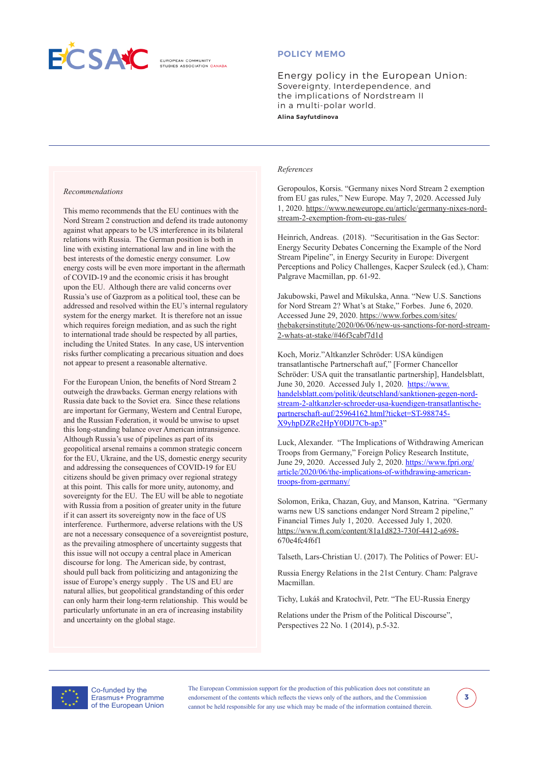*Recommendations*

This memo recommends that the EU continues with the Nord Stream 2 construction and defend its trade autonomy against what appears to be US interference in its bilateral relations with Russia. The German position is both in line with existing international law and in line with the best interests of the domestic energy consumer. Low energy costs will be even more important in the aftermath of COVID-19 and the economic crisis it has brought upon the EU. Although there are valid concerns over Russia's use of Gazprom as a political tool, these can be addressed and resolved within the EU's internal regulatory system for the energy market. It is therefore not an issue which requires foreign mediation, and as such the right to international trade should be respected by all parties, including the United States. In any case, US intervention risks further complicating a precarious situation and does not appear to present a reasonable alternative.

For the European Union, the benefits of Nord Stream 2 outweigh the drawbacks. German energy relations with Russia date back to the Soviet era. Since these relations are important for Germany, Western and Central Europe, and the Russian Federation, it would be unwise to upset this long-standing balance over American intransigence. Although Russia's use of pipelines as part of its geopolitical arsenal remains a common strategic concern for the EU, Ukraine, and the US, domestic energy security and addressing the consequences of COVID-19 for EU citizens should be given primacy over regional strategy at this point. This calls for more unity, autonomy, and sovereignty for the EU. The EU will be able to negotiate with Russia from a position of greater unity in the future if it can assert its sovereignty now in the face of US interference. Furthermore, adverse relations with the US are not a necessary consequence of a sovereigntist posture, as the prevailing atmosphere of uncertainty suggests that this issue will not occupy a central place in American discourse for long. The American side, by contrast, should pull back from politicizing and antagonizing the issue of Europe's energy supply . The US and EU are natural allies, but geopolitical grandstanding of this order can only harm their long-term relationship. This would be particularly unfortunate in an era of increasing instability and uncertainty on the global stage.

*References*

Geropoulos, Korsis. "Germany nixes Nord Stream 2 exemption from EU gas rules," New Europe. May 7, 2020. Accessed July 1, 2020. https://www.neweurope.eu/article/germany-nixes-nord-stream-2-exemption-from-eu-gas-rules/

Heinrich, Andreas. (2018). "Securitisation in the Gas Sector: Energy Security Debates Concerning the Example of the Nord Stream Pipeline", in Energy Security in Europe: Divergent Perceptions and Policy Challenges, Kacper Szuleck (ed.), Cham: Palgrave Macmillan, pp. 61-92.

Jakubowski, Pawel and Mikulska, Anna. "New U.S. Sanctions for Nord Stream 2? What's at Stake," Forbes. June 6, 2020. Accessed June 29, 2020. https://www.forbes.com/sites/thebakersinstitute/2020/06/06/new-us-sanctions-for-nord-stream-2-whats-at-stake/#46f3cabf7d1d

Koch, Moriz."Altkanzler Schröder: USA kündigen transatlantische Partnerschaft auf," [Former Chancellor Schröder: USA quit the transatlantic partnership], Handelsblatt, June 30, 2020. Accessed July 1, 2020. https://www.handelsblatt.com/politik/deutschland/sanktionen-gegen-nord-stream-2-altkanzler-schroeder-usa-kuendigen-transatlantische-partnerschaft-auf/25964162.html?ticket=ST-988745-X9yhpDZRe2HpY0DlJ7Cb-ap3"

Luck, Alexander. "The Implications of Withdrawing American Troops from Germany," Foreign Policy Research Institute, June 29, 2020. Accessed July 2, 2020. https://www.fpri.org/article/2020/06/the-implications-of-withdrawing-american-troops-from-germany/

Solomon, Erika, Chazan, Guy, and Manson, Katrina. "Germany warns new US sanctions endanger Nord Stream 2 pipeline," Financial Times July 1, 2020. Accessed July 1, 2020. https://www.ft.com/content/81a1d823-730f-4412-a698-670e4fc4f6f1

Talseth, Lars-Christian U. (2017). The Politics of Power: EU-

Russia Energy Relations in the 21st Century. Cham: Palgrave Macmillan.

Tichy, Lukáš and Kratochvil, Petr. "The EU-Russia Energy

Relations under the Prism of the Political Discourse", Perspectives 22 No. 1 (2014), p.5-32.

Co-funded by the Erasmus+ Programme of the European Union

The European Commission support for the production of this publication does not constitute an endorsement of the contents which reflects the views only of the authors, and the Commission cannot be held responsible for any use which may be made of the information contained therein.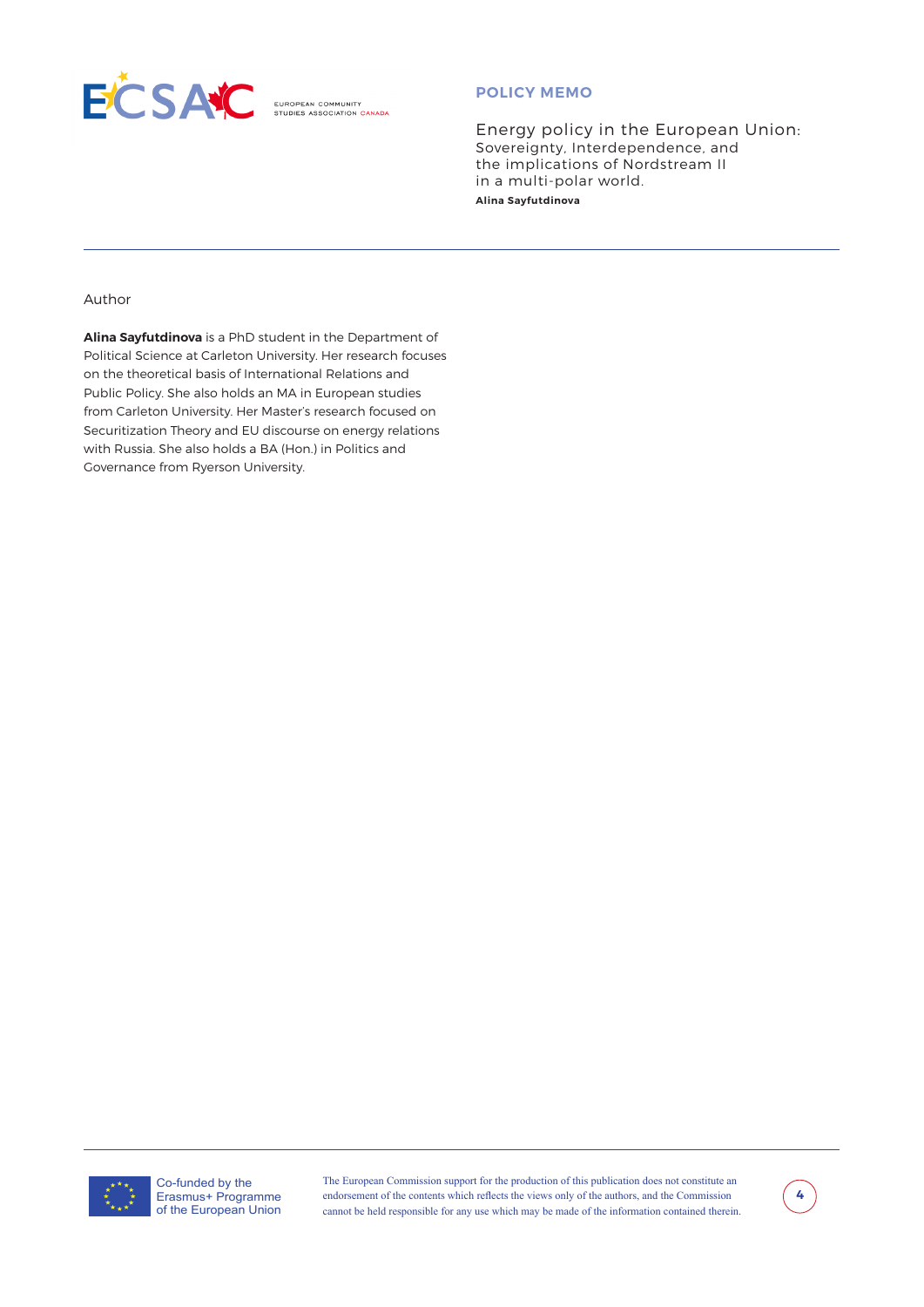## Author

**Alina Sayfutdinova** is a PhD student in the Department of Political Science at Carleton University. Her research focuses on the theoretical basis of International Relations and Public Policy. She also holds an MA in European studies from Carleton University. Her Master's research focused on Securitization Theory and EU discourse on energy relations with Russia. She also holds a BA (Hon.) in Politics and Governance from Ryerson University.